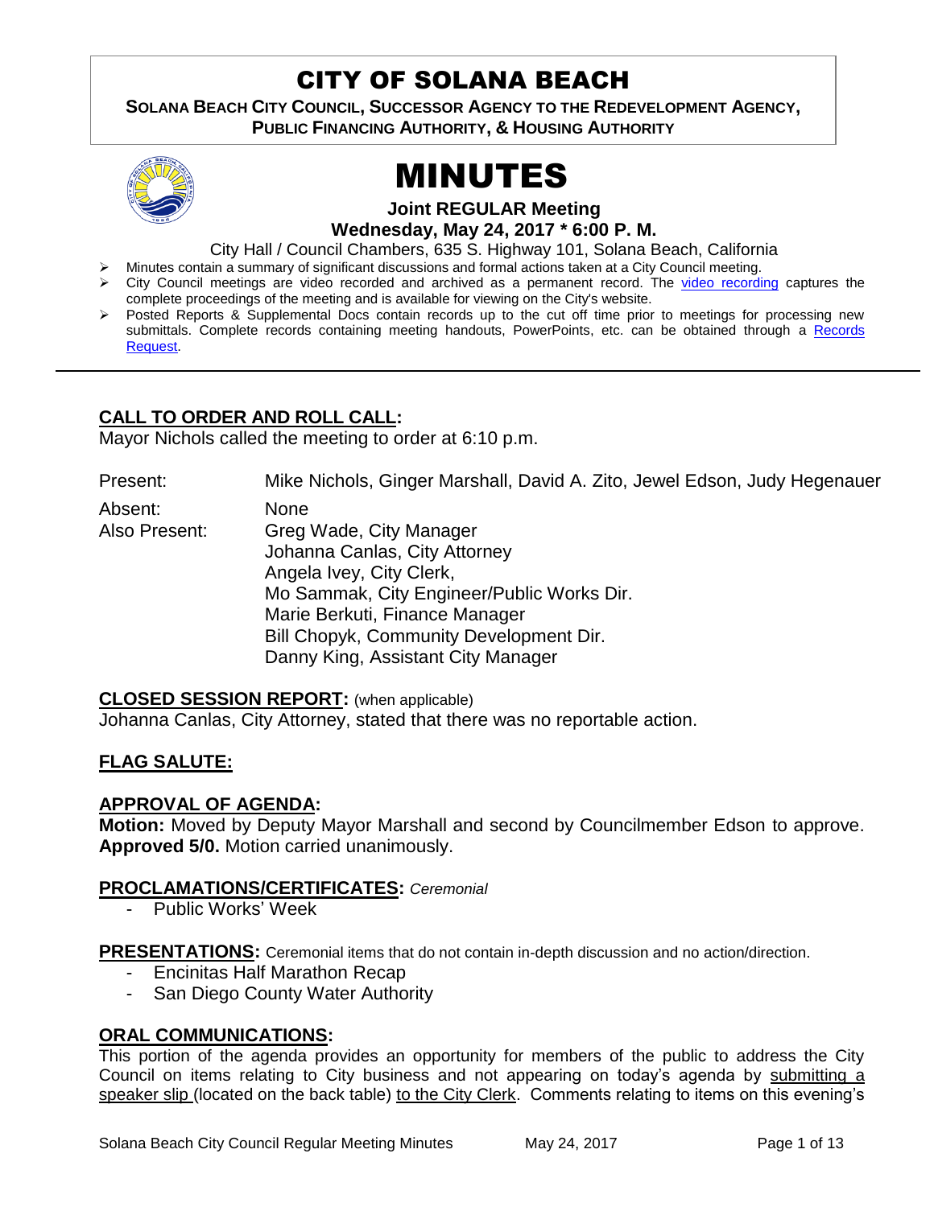# CITY OF SOLANA BEACH

**SOLANA BEACH CITY COUNCIL, SUCCESSOR AGENCY TO THE REDEVELOPMENT AGENCY, PUBLIC FINANCING AUTHORITY, & HOUSING AUTHORITY**

# MINUTES

**Joint REGULAR Meeting**
**Wednesday, May 24, 2017 * 6:00 P. M.**

City Hall / Council Chambers, 635 S. Highway 101, Solana Beach, California

- Minutes contain a summary of significant discussions and formal actions taken at a City Council meeting.
- City Council meetings are video recorded and archived as a permanent record. The video recording captures the complete proceedings of the meeting and is available for viewing on the City's website.
- Posted Reports & Supplemental Docs contain records up to the cut off time prior to meetings for processing new submittals. Complete records containing meeting handouts, PowerPoints, etc. can be obtained through a Records Request.

---

## CALL TO ORDER AND ROLL CALL:

Mayor Nichols called the meeting to order at 6:10 p.m.

| | |
|---|---|
| Present: | Mike Nichols, Ginger Marshall, David A. Zito, Jewel Edson, Judy Hegenauer |
| Absent: | None |
| Also Present: | Greg Wade, City Manager<br>Johanna Canlas, City Attorney<br>Angela Ivey, City Clerk,<br>Mo Sammak, City Engineer/Public Works Dir.<br>Marie Berkuti, Finance Manager<br>Bill Chopyk, Community Development Dir.<br>Danny King, Assistant City Manager |

## CLOSED SESSION REPORT: (when applicable)

Johanna Canlas, City Attorney, stated that there was no reportable action.

## FLAG SALUTE:

## APPROVAL OF AGENDA:

**Motion:** Moved by Deputy Mayor Marshall and second by Councilmember Edson to approve. **Approved 5/0.** Motion carried unanimously.

## PROCLAMATIONS/CERTIFICATES: *Ceremonial*

- Public Works' Week

## PRESENTATIONS: Ceremonial items that do not contain in-depth discussion and no action/direction.

- Encinitas Half Marathon Recap
- San Diego County Water Authority

## ORAL COMMUNICATIONS:

This portion of the agenda provides an opportunity for members of the public to address the City Council on items relating to City business and not appearing on today's agenda by submitting a speaker slip (located on the back table) to the City Clerk. Comments relating to items on this evening's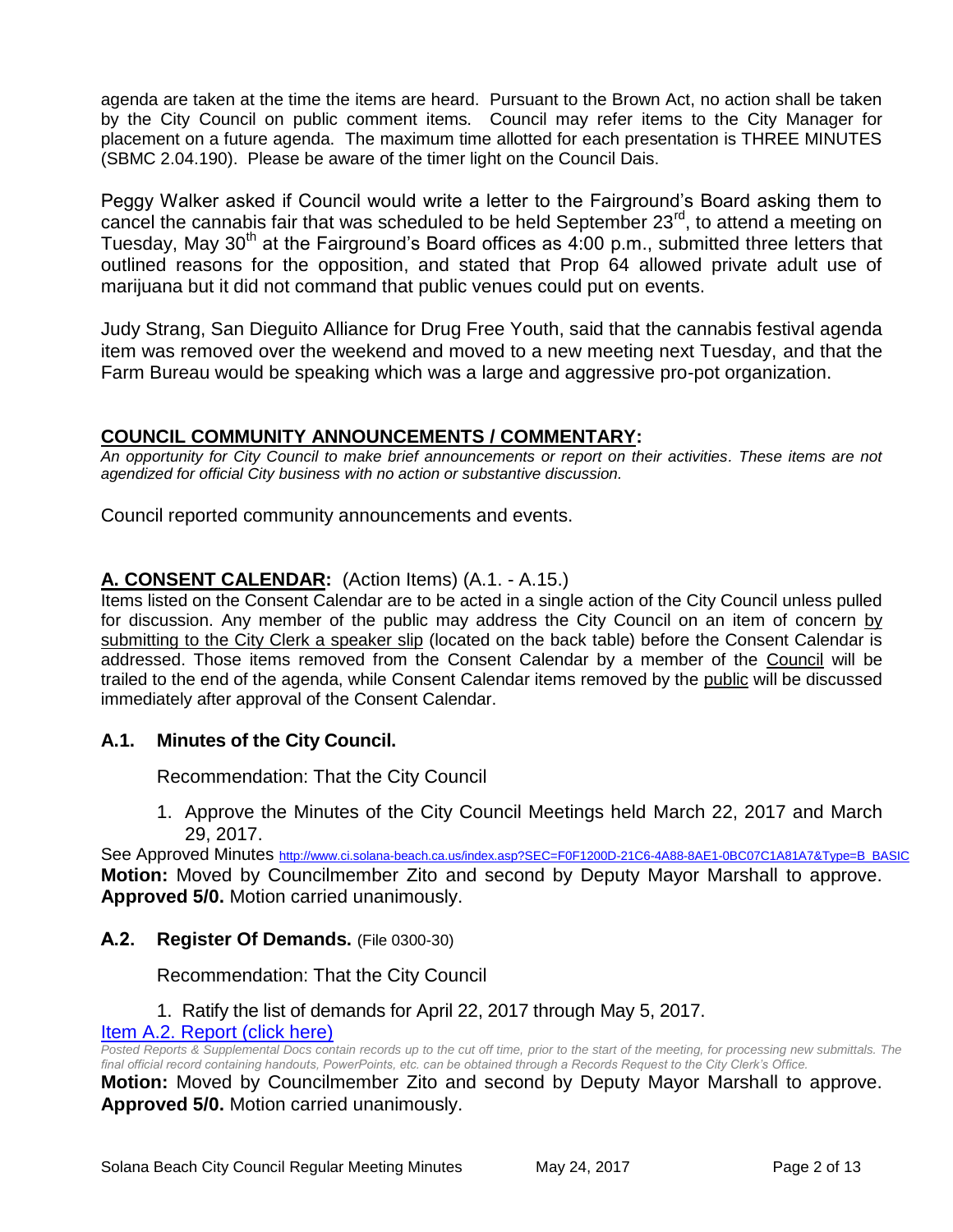agenda are taken at the time the items are heard. Pursuant to the Brown Act, no action shall be taken by the City Council on public comment items. Council may refer items to the City Manager for placement on a future agenda. The maximum time allotted for each presentation is THREE MINUTES (SBMC 2.04.190). Please be aware of the timer light on the Council Dais.

Peggy Walker asked if Council would write a letter to the Fairground's Board asking them to cancel the cannabis fair that was scheduled to be held September 23rd, to attend a meeting on Tuesday, May 30th at the Fairground's Board offices as 4:00 p.m., submitted three letters that outlined reasons for the opposition, and stated that Prop 64 allowed private adult use of marijuana but it did not command that public venues could put on events.

Judy Strang, San Dieguito Alliance for Drug Free Youth, said that the cannabis festival agenda item was removed over the weekend and moved to a new meeting next Tuesday, and that the Farm Bureau would be speaking which was a large and aggressive pro-pot organization.

## COUNCIL COMMUNITY ANNOUNCEMENTS / COMMENTARY:

*An opportunity for City Council to make brief announcements or report on their activities. These items are not agendized for official City business with no action or substantive discussion.*

Council reported community announcements and events.

## A. CONSENT CALENDAR: (Action Items) (A.1. - A.15.)

Items listed on the Consent Calendar are to be acted in a single action of the City Council unless pulled for discussion. Any member of the public may address the City Council on an item of concern by submitting to the City Clerk a speaker slip (located on the back table) before the Consent Calendar is addressed. Those items removed from the Consent Calendar by a member of the Council will be trailed to the end of the agenda, while Consent Calendar items removed by the public will be discussed immediately after approval of the Consent Calendar.

### A.1. Minutes of the City Council.

Recommendation: That the City Council

1. Approve the Minutes of the City Council Meetings held March 22, 2017 and March 29, 2017.

See Approved Minutes http://www.ci.solana-beach.ca.us/index.asp?SEC=F0F1200D-21C6-4A88-8AE1-0BC07C1A81A7&Type=B_BASIC

**Motion:** Moved by Councilmember Zito and second by Deputy Mayor Marshall to approve. **Approved 5/0.** Motion carried unanimously.

### A.2. Register Of Demands. (File 0300-30)

Recommendation: That the City Council

1. Ratify the list of demands for April 22, 2017 through May 5, 2017.

Item A.2. Report (click here)

*Posted Reports & Supplemental Docs contain records up to the cut off time, prior to the start of the meeting, for processing new submittals. The final official record containing handouts, PowerPoints, etc. can be obtained through a Records Request to the City Clerk's Office.*

**Motion:** Moved by Councilmember Zito and second by Deputy Mayor Marshall to approve. **Approved 5/0.** Motion carried unanimously.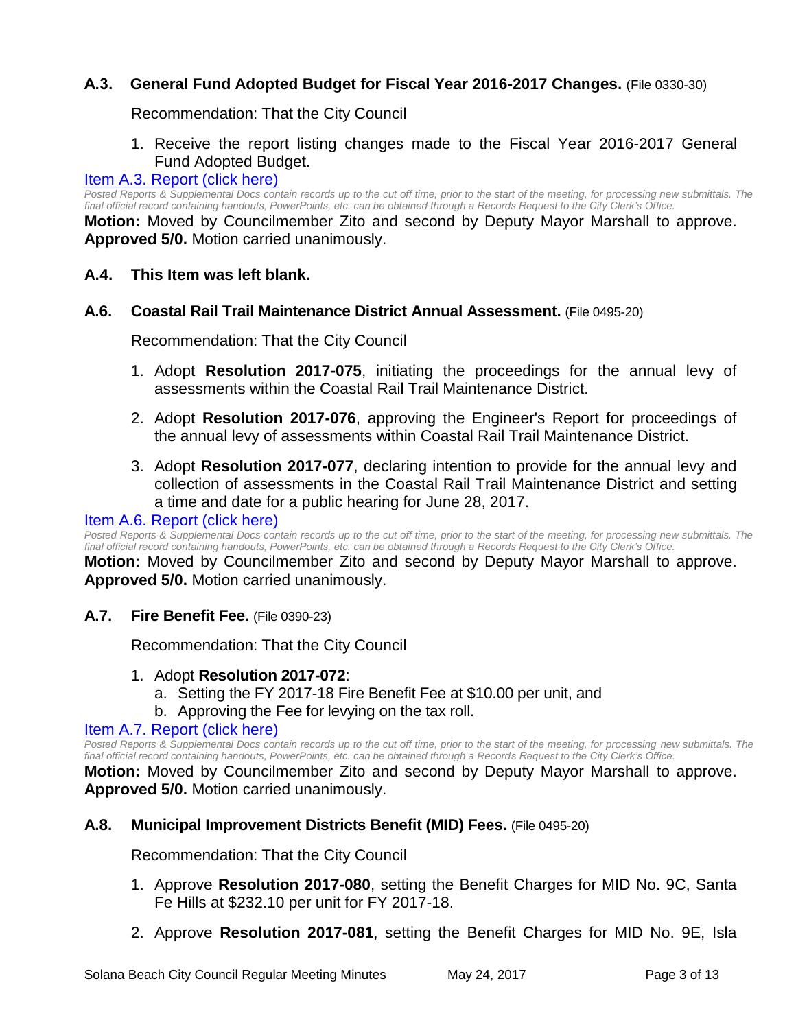### A.3. General Fund Adopted Budget for Fiscal Year 2016-2017 Changes. (File 0330-30)

Recommendation: That the City Council

1. Receive the report listing changes made to the Fiscal Year 2016-2017 General Fund Adopted Budget.

[Item A.3. Report (click here)]

*Posted Reports & Supplemental Docs contain records up to the cut off time, prior to the start of the meeting, for processing new submittals. The final official record containing handouts, PowerPoints, etc. can be obtained through a Records Request to the City Clerk's Office.*

**Motion:** Moved by Councilmember Zito and second by Deputy Mayor Marshall to approve. **Approved 5/0.** Motion carried unanimously.

### A.4. This Item was left blank.

### A.6. Coastal Rail Trail Maintenance District Annual Assessment. (File 0495-20)

Recommendation: That the City Council

1. Adopt **Resolution 2017-075**, initiating the proceedings for the annual levy of assessments within the Coastal Rail Trail Maintenance District.
2. Adopt **Resolution 2017-076**, approving the Engineer's Report for proceedings of the annual levy of assessments within Coastal Rail Trail Maintenance District.
3. Adopt **Resolution 2017-077**, declaring intention to provide for the annual levy and collection of assessments in the Coastal Rail Trail Maintenance District and setting a time and date for a public hearing for June 28, 2017.

[Item A.6. Report (click here)]

*Posted Reports & Supplemental Docs contain records up to the cut off time, prior to the start of the meeting, for processing new submittals. The final official record containing handouts, PowerPoints, etc. can be obtained through a Records Request to the City Clerk's Office.*

**Motion:** Moved by Councilmember Zito and second by Deputy Mayor Marshall to approve. **Approved 5/0.** Motion carried unanimously.

### A.7. Fire Benefit Fee. (File 0390-23)

Recommendation: That the City Council

1. Adopt **Resolution 2017-072**:
   a. Setting the FY 2017-18 Fire Benefit Fee at $10.00 per unit, and
   b. Approving the Fee for levying on the tax roll.

[Item A.7. Report (click here)]

*Posted Reports & Supplemental Docs contain records up to the cut off time, prior to the start of the meeting, for processing new submittals. The final official record containing handouts, PowerPoints, etc. can be obtained through a Records Request to the City Clerk's Office.*

**Motion:** Moved by Councilmember Zito and second by Deputy Mayor Marshall to approve. **Approved 5/0.** Motion carried unanimously.

### A.8. Municipal Improvement Districts Benefit (MID) Fees. (File 0495-20)

Recommendation: That the City Council

1. Approve **Resolution 2017-080**, setting the Benefit Charges for MID No. 9C, Santa Fe Hills at $232.10 per unit for FY 2017-18.
2. Approve **Resolution 2017-081**, setting the Benefit Charges for MID No. 9E, Isla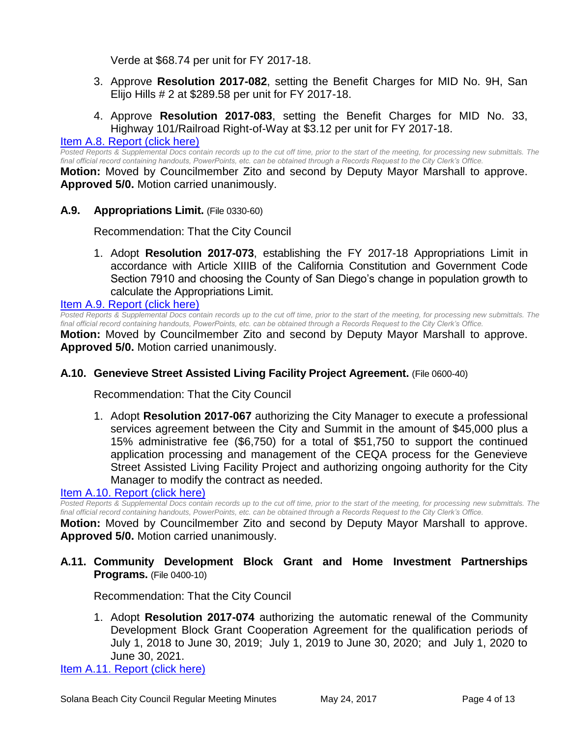Verde at $68.74 per unit for FY 2017-18.

3. Approve **Resolution 2017-082**, setting the Benefit Charges for MID No. 9H, San Elijo Hills # 2 at $289.58 per unit for FY 2017-18.

4. Approve **Resolution 2017-083**, setting the Benefit Charges for MID No. 33, Highway 101/Railroad Right-of-Way at $3.12 per unit for FY 2017-18.

Item A.8. Report (click here)

*Posted Reports & Supplemental Docs contain records up to the cut off time, prior to the start of the meeting, for processing new submittals. The final official record containing handouts, PowerPoints, etc. can be obtained through a Records Request to the City Clerk's Office.*

**Motion:** Moved by Councilmember Zito and second by Deputy Mayor Marshall to approve. **Approved 5/0.** Motion carried unanimously.

### A.9. Appropriations Limit. (File 0330-60)

Recommendation: That the City Council

1. Adopt **Resolution 2017-073**, establishing the FY 2017-18 Appropriations Limit in accordance with Article XIIIB of the California Constitution and Government Code Section 7910 and choosing the County of San Diego's change in population growth to calculate the Appropriations Limit.

Item A.9. Report (click here)

*Posted Reports & Supplemental Docs contain records up to the cut off time, prior to the start of the meeting, for processing new submittals. The final official record containing handouts, PowerPoints, etc. can be obtained through a Records Request to the City Clerk's Office.*

**Motion:** Moved by Councilmember Zito and second by Deputy Mayor Marshall to approve. **Approved 5/0.** Motion carried unanimously.

### A.10. Genevieve Street Assisted Living Facility Project Agreement. (File 0600-40)

Recommendation: That the City Council

1. Adopt **Resolution 2017-067** authorizing the City Manager to execute a professional services agreement between the City and Summit in the amount of $45,000 plus a 15% administrative fee ($6,750) for a total of $51,750 to support the continued application processing and management of the CEQA process for the Genevieve Street Assisted Living Facility Project and authorizing ongoing authority for the City Manager to modify the contract as needed.

Item A.10. Report (click here)

*Posted Reports & Supplemental Docs contain records up to the cut off time, prior to the start of the meeting, for processing new submittals. The final official record containing handouts, PowerPoints, etc. can be obtained through a Records Request to the City Clerk's Office.*

**Motion:** Moved by Councilmember Zito and second by Deputy Mayor Marshall to approve. **Approved 5/0.** Motion carried unanimously.

### A.11. Community Development Block Grant and Home Investment Partnerships Programs. (File 0400-10)

Recommendation: That the City Council

1. Adopt **Resolution 2017-074** authorizing the automatic renewal of the Community Development Block Grant Cooperation Agreement for the qualification periods of July 1, 2018 to June 30, 2019; July 1, 2019 to June 30, 2020; and July 1, 2020 to June 30, 2021.

Item A.11. Report (click here)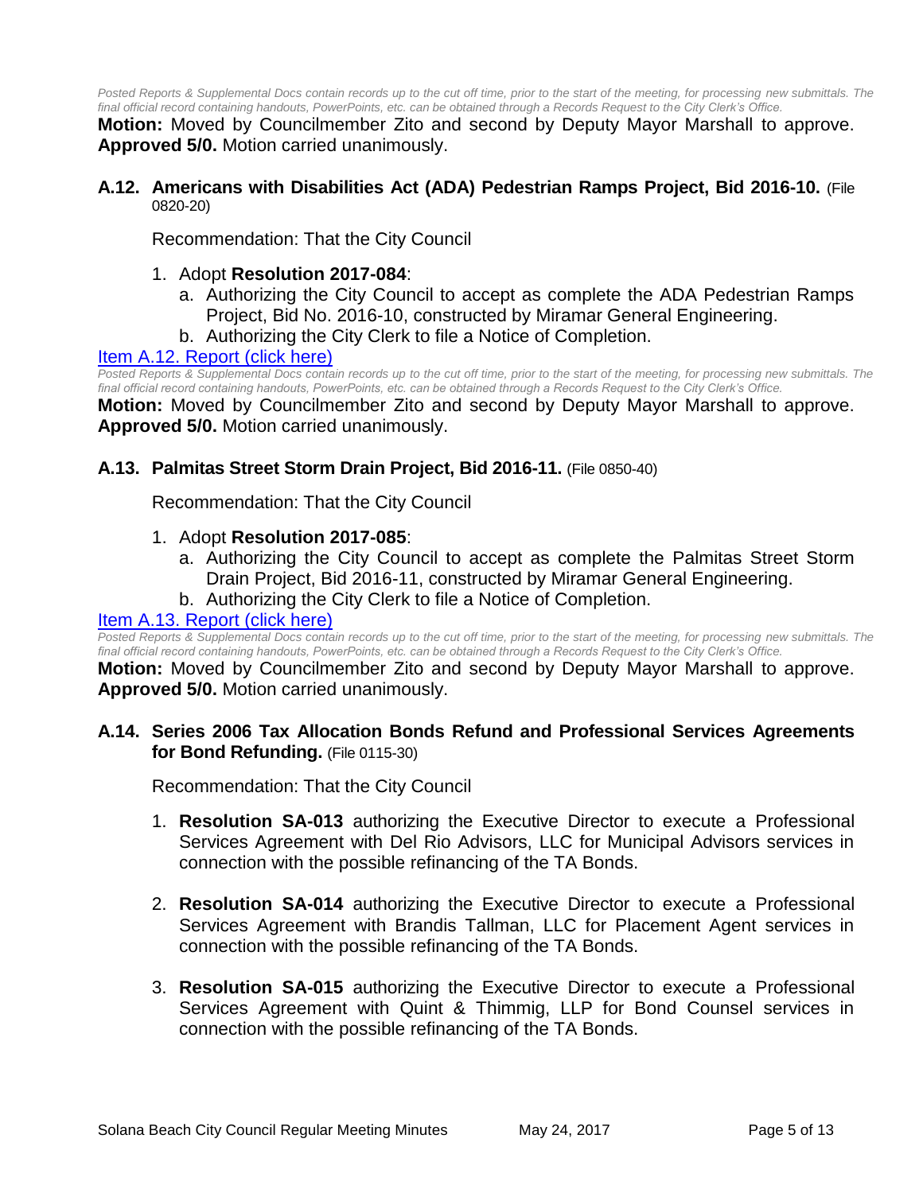*Posted Reports & Supplemental Docs contain records up to the cut off time, prior to the start of the meeting, for processing new submittals. The final official record containing handouts, PowerPoints, etc. can be obtained through a Records Request to the City Clerk's Office.*

**Motion:** Moved by Councilmember Zito and second by Deputy Mayor Marshall to approve. **Approved 5/0.** Motion carried unanimously.

**A.12. Americans with Disabilities Act (ADA) Pedestrian Ramps Project, Bid 2016-10.** (File 0820-20)

Recommendation: That the City Council

1. Adopt **Resolution 2017-084**:
   a. Authorizing the City Council to accept as complete the ADA Pedestrian Ramps Project, Bid No. 2016-10, constructed by Miramar General Engineering.
   b. Authorizing the City Clerk to file a Notice of Completion.

Item A.12. Report (click here)

*Posted Reports & Supplemental Docs contain records up to the cut off time, prior to the start of the meeting, for processing new submittals. The final official record containing handouts, PowerPoints, etc. can be obtained through a Records Request to the City Clerk's Office.*

**Motion:** Moved by Councilmember Zito and second by Deputy Mayor Marshall to approve. **Approved 5/0.** Motion carried unanimously.

**A.13. Palmitas Street Storm Drain Project, Bid 2016-11.** (File 0850-40)

Recommendation: That the City Council

1. Adopt **Resolution 2017-085**:
   a. Authorizing the City Council to accept as complete the Palmitas Street Storm Drain Project, Bid 2016-11, constructed by Miramar General Engineering.
   b. Authorizing the City Clerk to file a Notice of Completion.

Item A.13. Report (click here)

*Posted Reports & Supplemental Docs contain records up to the cut off time, prior to the start of the meeting, for processing new submittals. The final official record containing handouts, PowerPoints, etc. can be obtained through a Records Request to the City Clerk's Office.*

**Motion:** Moved by Councilmember Zito and second by Deputy Mayor Marshall to approve. **Approved 5/0.** Motion carried unanimously.

**A.14. Series 2006 Tax Allocation Bonds Refund and Professional Services Agreements for Bond Refunding.** (File 0115-30)

Recommendation: That the City Council

1. **Resolution SA-013** authorizing the Executive Director to execute a Professional Services Agreement with Del Rio Advisors, LLC for Municipal Advisors services in connection with the possible refinancing of the TA Bonds.

2. **Resolution SA-014** authorizing the Executive Director to execute a Professional Services Agreement with Brandis Tallman, LLC for Placement Agent services in connection with the possible refinancing of the TA Bonds.

3. **Resolution SA-015** authorizing the Executive Director to execute a Professional Services Agreement with Quint & Thimmig, LLP for Bond Counsel services in connection with the possible refinancing of the TA Bonds.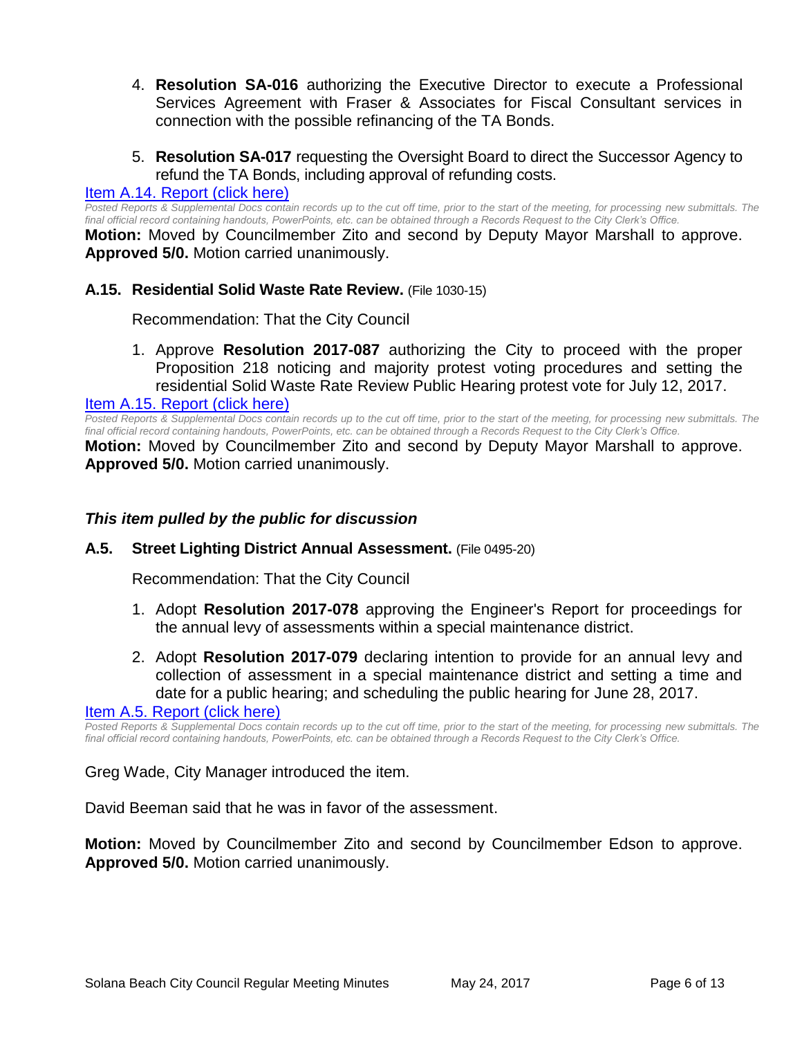4. **Resolution SA-016** authorizing the Executive Director to execute a Professional Services Agreement with Fraser & Associates for Fiscal Consultant services in connection with the possible refinancing of the TA Bonds.

5. **Resolution SA-017** requesting the Oversight Board to direct the Successor Agency to refund the TA Bonds, including approval of refunding costs.

[Item A.14. Report (click here)]

*Posted Reports & Supplemental Docs contain records up to the cut off time, prior to the start of the meeting, for processing new submittals. The final official record containing handouts, PowerPoints, etc. can be obtained through a Records Request to the City Clerk's Office.*

**Motion:** Moved by Councilmember Zito and second by Deputy Mayor Marshall to approve. **Approved 5/0.** Motion carried unanimously.

### A.15. Residential Solid Waste Rate Review. (File 1030-15)

Recommendation: That the City Council

1. Approve **Resolution 2017-087** authorizing the City to proceed with the proper Proposition 218 noticing and majority protest voting procedures and setting the residential Solid Waste Rate Review Public Hearing protest vote for July 12, 2017.

[Item A.15. Report (click here)]

*Posted Reports & Supplemental Docs contain records up to the cut off time, prior to the start of the meeting, for processing new submittals. The final official record containing handouts, PowerPoints, etc. can be obtained through a Records Request to the City Clerk's Office.*

**Motion:** Moved by Councilmember Zito and second by Deputy Mayor Marshall to approve. **Approved 5/0.** Motion carried unanimously.

***This item pulled by the public for discussion***

### A.5. Street Lighting District Annual Assessment. (File 0495-20)

Recommendation: That the City Council

1. Adopt **Resolution 2017-078** approving the Engineer's Report for proceedings for the annual levy of assessments within a special maintenance district.

2. Adopt **Resolution 2017-079** declaring intention to provide for an annual levy and collection of assessment in a special maintenance district and setting a time and date for a public hearing; and scheduling the public hearing for June 28, 2017.

[Item A.5. Report (click here)]

*Posted Reports & Supplemental Docs contain records up to the cut off time, prior to the start of the meeting, for processing new submittals. The final official record containing handouts, PowerPoints, etc. can be obtained through a Records Request to the City Clerk's Office.*

Greg Wade, City Manager introduced the item.

David Beeman said that he was in favor of the assessment.

**Motion:** Moved by Councilmember Zito and second by Councilmember Edson to approve. **Approved 5/0.** Motion carried unanimously.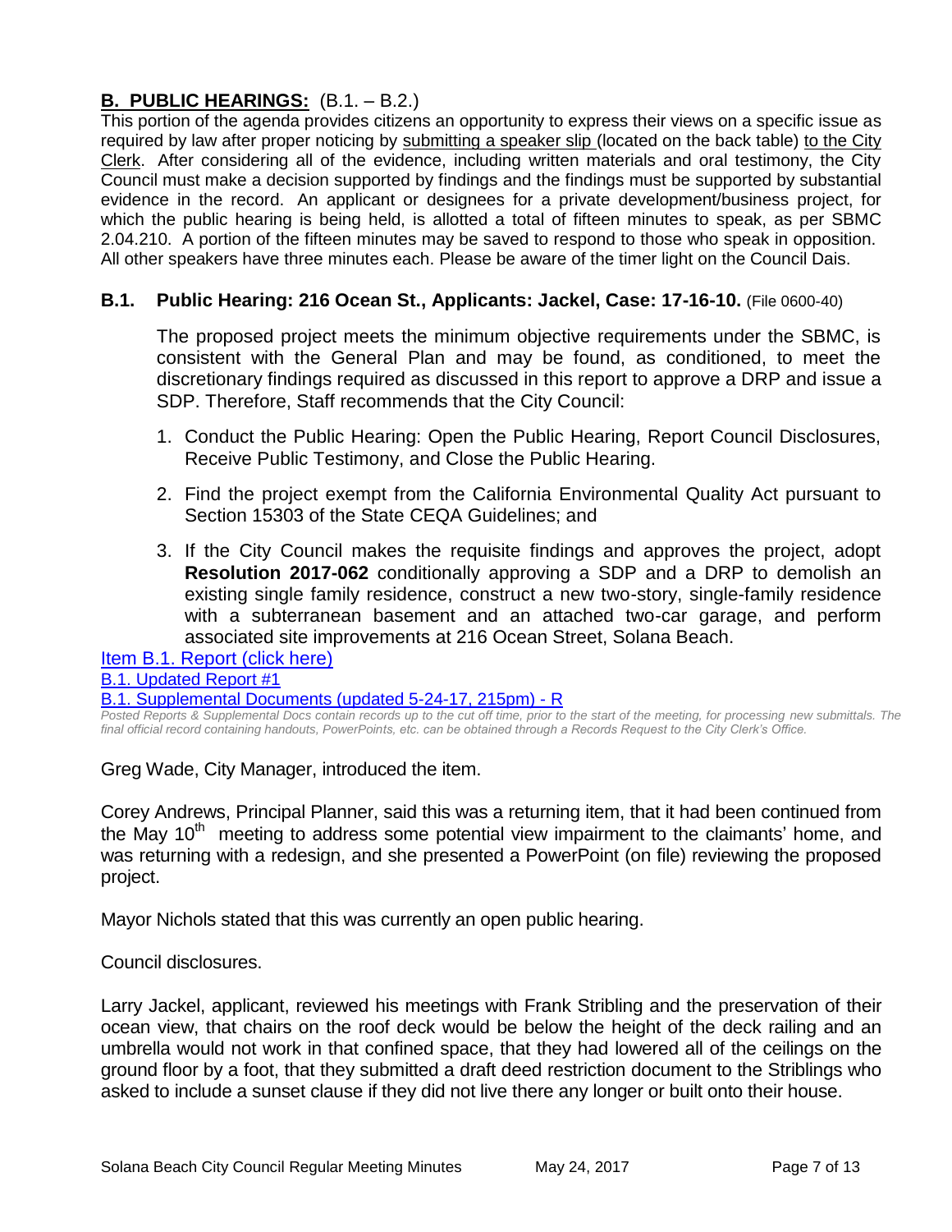## **B. PUBLIC HEARINGS:** (B.1. – B.2.)

This portion of the agenda provides citizens an opportunity to express their views on a specific issue as required by law after proper noticing by submitting a speaker slip (located on the back table) to the City Clerk. After considering all of the evidence, including written materials and oral testimony, the City Council must make a decision supported by findings and the findings must be supported by substantial evidence in the record. An applicant or designees for a private development/business project, for which the public hearing is being held, is allotted a total of fifteen minutes to speak, as per SBMC 2.04.210. A portion of the fifteen minutes may be saved to respond to those who speak in opposition. All other speakers have three minutes each. Please be aware of the timer light on the Council Dais.

### **B.1. Public Hearing: 216 Ocean St., Applicants: Jackel, Case: 17-16-10.** (File 0600-40)

The proposed project meets the minimum objective requirements under the SBMC, is consistent with the General Plan and may be found, as conditioned, to meet the discretionary findings required as discussed in this report to approve a DRP and issue a SDP. Therefore, Staff recommends that the City Council:

1. Conduct the Public Hearing: Open the Public Hearing, Report Council Disclosures, Receive Public Testimony, and Close the Public Hearing.
2. Find the project exempt from the California Environmental Quality Act pursuant to Section 15303 of the State CEQA Guidelines; and
3. If the City Council makes the requisite findings and approves the project, adopt **Resolution 2017-062** conditionally approving a SDP and a DRP to demolish an existing single family residence, construct a new two-story, single-family residence with a subterranean basement and an attached two-car garage, and perform associated site improvements at 216 Ocean Street, Solana Beach.

Item B.1. Report (click here)

B.1. Updated Report #1

B.1. Supplemental Documents (updated 5-24-17, 215pm) - R

*Posted Reports & Supplemental Docs contain records up to the cut off time, prior to the start of the meeting, for processing new submittals. The final official record containing handouts, PowerPoints, etc. can be obtained through a Records Request to the City Clerk's Office.*

Greg Wade, City Manager, introduced the item.

Corey Andrews, Principal Planner, said this was a returning item, that it had been continued from the May 10th meeting to address some potential view impairment to the claimants' home, and was returning with a redesign, and she presented a PowerPoint (on file) reviewing the proposed project.

Mayor Nichols stated that this was currently an open public hearing.

Council disclosures.

Larry Jackel, applicant, reviewed his meetings with Frank Stribling and the preservation of their ocean view, that chairs on the roof deck would be below the height of the deck railing and an umbrella would not work in that confined space, that they had lowered all of the ceilings on the ground floor by a foot, that they submitted a draft deed restriction document to the Striblings who asked to include a sunset clause if they did not live there any longer or built onto their house.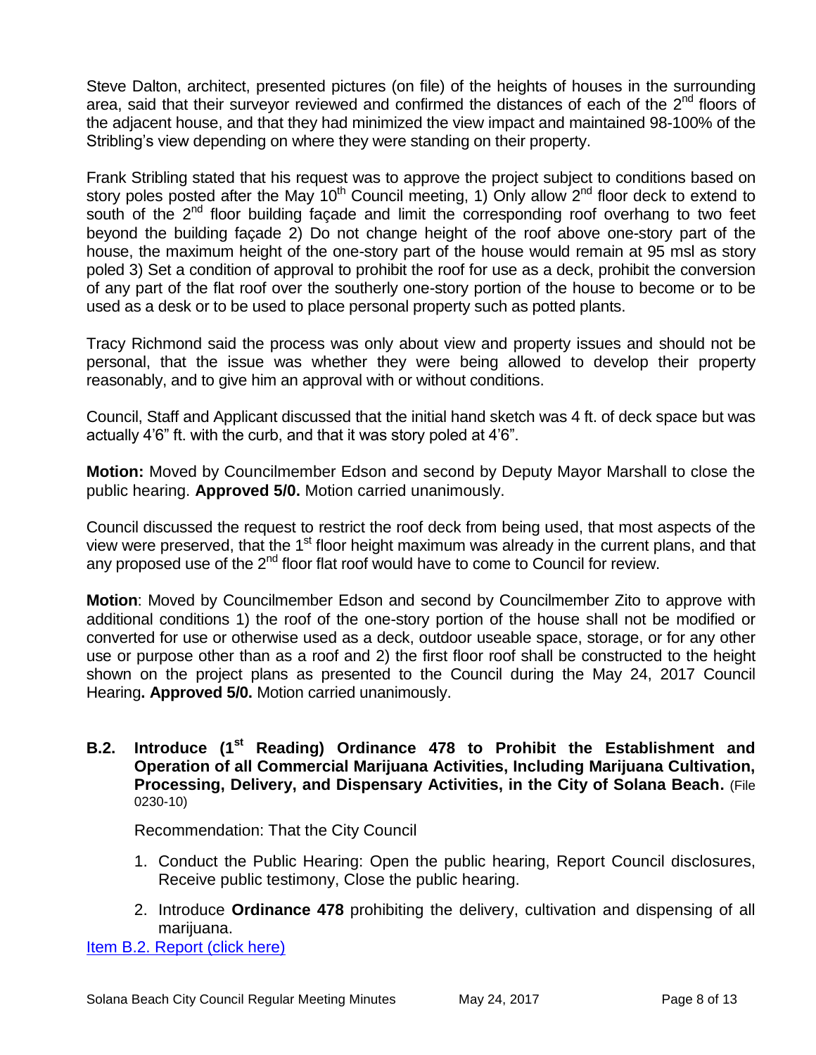Steve Dalton, architect, presented pictures (on file) of the heights of houses in the surrounding area, said that their surveyor reviewed and confirmed the distances of each of the 2nd floors of the adjacent house, and that they had minimized the view impact and maintained 98-100% of the Stribling's view depending on where they were standing on their property.

Frank Stribling stated that his request was to approve the project subject to conditions based on story poles posted after the May 10th Council meeting, 1) Only allow 2nd floor deck to extend to south of the 2nd floor building façade and limit the corresponding roof overhang to two feet beyond the building façade 2) Do not change height of the roof above one-story part of the house, the maximum height of the one-story part of the house would remain at 95 msl as story poled 3) Set a condition of approval to prohibit the roof for use as a deck, prohibit the conversion of any part of the flat roof over the southerly one-story portion of the house to become or to be used as a desk or to be used to place personal property such as potted plants.

Tracy Richmond said the process was only about view and property issues and should not be personal, that the issue was whether they were being allowed to develop their property reasonably, and to give him an approval with or without conditions.

Council, Staff and Applicant discussed that the initial hand sketch was 4 ft. of deck space but was actually 4'6" ft. with the curb, and that it was story poled at 4'6".

**Motion:** Moved by Councilmember Edson and second by Deputy Mayor Marshall to close the public hearing. **Approved 5/0.** Motion carried unanimously.

Council discussed the request to restrict the roof deck from being used, that most aspects of the view were preserved, that the 1st floor height maximum was already in the current plans, and that any proposed use of the 2nd floor flat roof would have to come to Council for review.

**Motion**: Moved by Councilmember Edson and second by Councilmember Zito to approve with additional conditions 1) the roof of the one-story portion of the house shall not be modified or converted for use or otherwise used as a deck, outdoor useable space, storage, or for any other use or purpose other than as a roof and 2) the first floor roof shall be constructed to the height shown on the project plans as presented to the Council during the May 24, 2017 Council Hearing**. Approved 5/0.** Motion carried unanimously.

**B.2. Introduce (1st Reading) Ordinance 478 to Prohibit the Establishment and Operation of all Commercial Marijuana Activities, Including Marijuana Cultivation, Processing, Delivery, and Dispensary Activities, in the City of Solana Beach.** (File 0230-10)

Recommendation: That the City Council

1. Conduct the Public Hearing: Open the public hearing, Report Council disclosures, Receive public testimony, Close the public hearing.
2. Introduce **Ordinance 478** prohibiting the delivery, cultivation and dispensing of all marijuana.

Item B.2. Report (click here)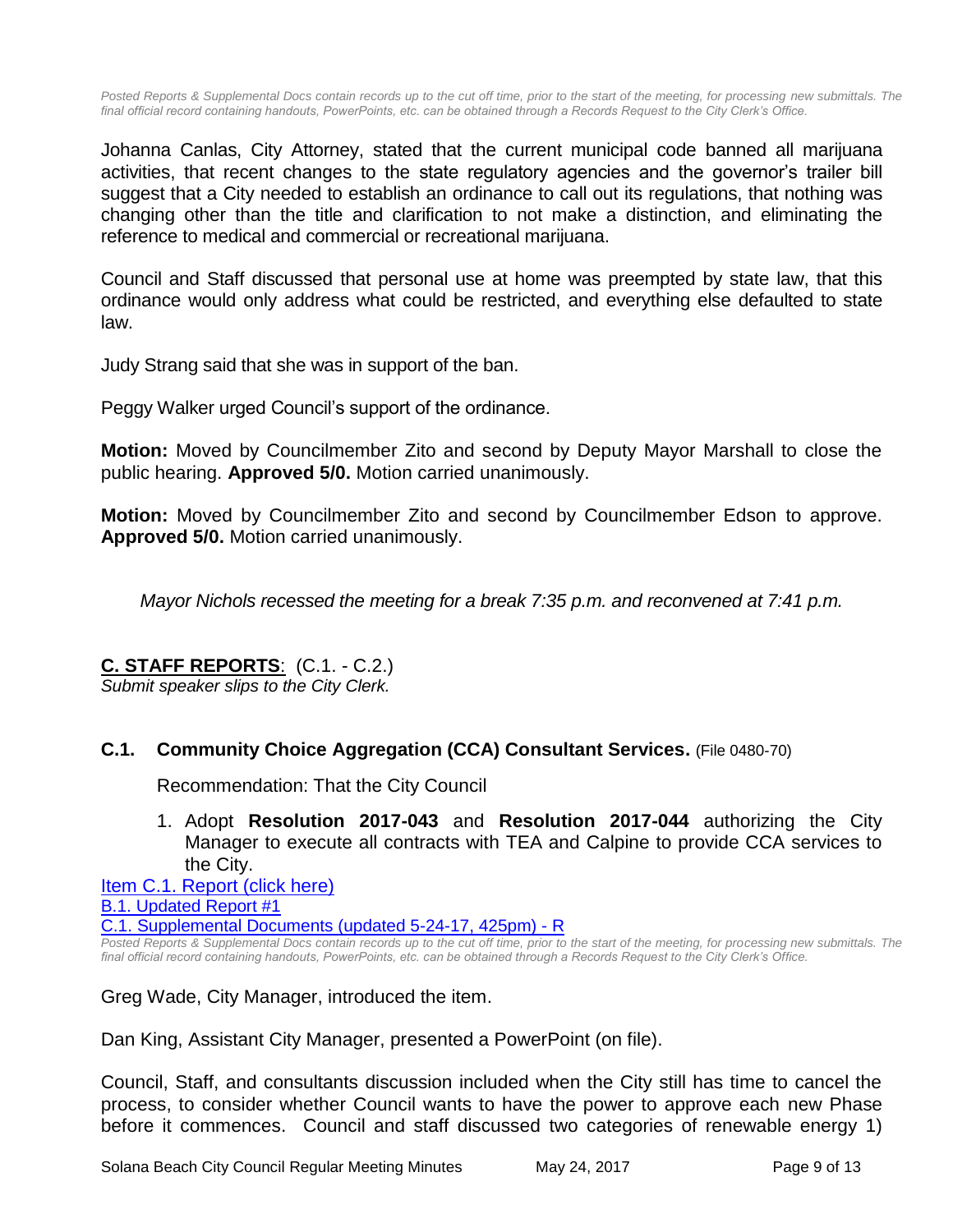*Posted Reports & Supplemental Docs contain records up to the cut off time, prior to the start of the meeting, for processing new submittals. The final official record containing handouts, PowerPoints, etc. can be obtained through a Records Request to the City Clerk's Office.*

Johanna Canlas, City Attorney, stated that the current municipal code banned all marijuana activities, that recent changes to the state regulatory agencies and the governor's trailer bill suggest that a City needed to establish an ordinance to call out its regulations, that nothing was changing other than the title and clarification to not make a distinction, and eliminating the reference to medical and commercial or recreational marijuana.

Council and Staff discussed that personal use at home was preempted by state law, that this ordinance would only address what could be restricted, and everything else defaulted to state law.

Judy Strang said that she was in support of the ban.

Peggy Walker urged Council's support of the ordinance.

**Motion:** Moved by Councilmember Zito and second by Deputy Mayor Marshall to close the public hearing. **Approved 5/0.** Motion carried unanimously.

**Motion:** Moved by Councilmember Zito and second by Councilmember Edson to approve. **Approved 5/0.** Motion carried unanimously.

*Mayor Nichols recessed the meeting for a break 7:35 p.m. and reconvened at 7:41 p.m.*

## C. STAFF REPORTS: (C.1. - C.2.)

*Submit speaker slips to the City Clerk.*

### C.1. Community Choice Aggregation (CCA) Consultant Services. (File 0480-70)

Recommendation: That the City Council

1. Adopt **Resolution 2017-043** and **Resolution 2017-044** authorizing the City Manager to execute all contracts with TEA and Calpine to provide CCA services to the City.

Item C.1. Report (click here)
B.1. Updated Report #1
C.1. Supplemental Documents (updated 5-24-17, 425pm) - R

*Posted Reports & Supplemental Docs contain records up to the cut off time, prior to the start of the meeting, for processing new submittals. The final official record containing handouts, PowerPoints, etc. can be obtained through a Records Request to the City Clerk's Office.*

Greg Wade, City Manager, introduced the item.

Dan King, Assistant City Manager, presented a PowerPoint (on file).

Council, Staff, and consultants discussion included when the City still has time to cancel the process, to consider whether Council wants to have the power to approve each new Phase before it commences. Council and staff discussed two categories of renewable energy 1)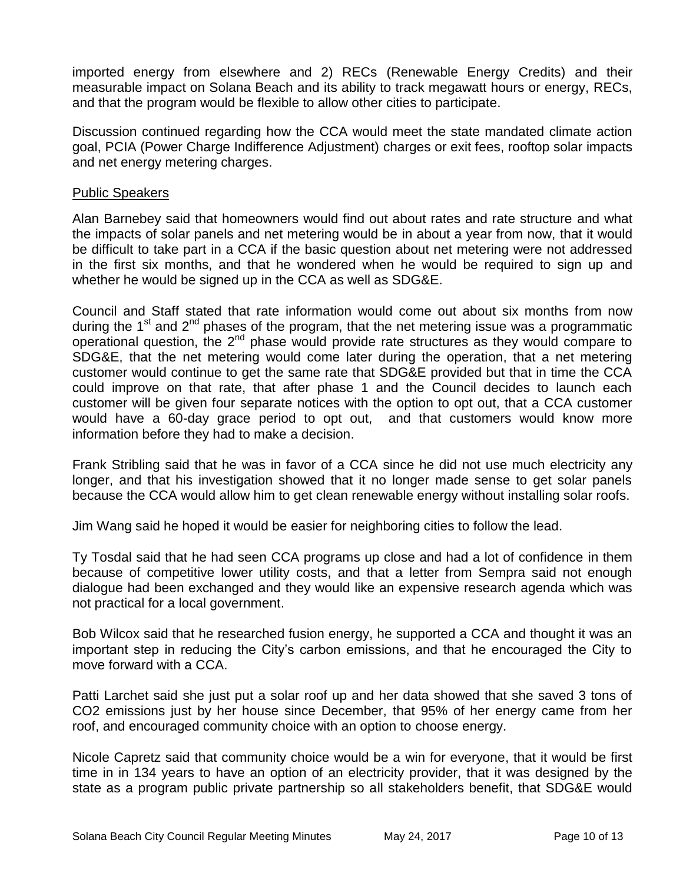imported energy from elsewhere and 2) RECs (Renewable Energy Credits) and their measurable impact on Solana Beach and its ability to track megawatt hours or energy, RECs, and that the program would be flexible to allow other cities to participate.

Discussion continued regarding how the CCA would meet the state mandated climate action goal, PCIA (Power Charge Indifference Adjustment) charges or exit fees, rooftop solar impacts and net energy metering charges.

Public Speakers

Alan Barnebey said that homeowners would find out about rates and rate structure and what the impacts of solar panels and net metering would be in about a year from now, that it would be difficult to take part in a CCA if the basic question about net metering were not addressed in the first six months, and that he wondered when he would be required to sign up and whether he would be signed up in the CCA as well as SDG&E.

Council and Staff stated that rate information would come out about six months from now during the 1st and 2nd phases of the program, that the net metering issue was a programmatic operational question, the 2nd phase would provide rate structures as they would compare to SDG&E, that the net metering would come later during the operation, that a net metering customer would continue to get the same rate that SDG&E provided but that in time the CCA could improve on that rate, that after phase 1 and the Council decides to launch each customer will be given four separate notices with the option to opt out, that a CCA customer would have a 60-day grace period to opt out, and that customers would know more information before they had to make a decision.

Frank Stribling said that he was in favor of a CCA since he did not use much electricity any longer, and that his investigation showed that it no longer made sense to get solar panels because the CCA would allow him to get clean renewable energy without installing solar roofs.

Jim Wang said he hoped it would be easier for neighboring cities to follow the lead.

Ty Tosdal said that he had seen CCA programs up close and had a lot of confidence in them because of competitive lower utility costs, and that a letter from Sempra said not enough dialogue had been exchanged and they would like an expensive research agenda which was not practical for a local government.

Bob Wilcox said that he researched fusion energy, he supported a CCA and thought it was an important step in reducing the City's carbon emissions, and that he encouraged the City to move forward with a CCA.

Patti Larchet said she just put a solar roof up and her data showed that she saved 3 tons of $CO_2$ emissions just by her house since December, that 95% of her energy came from her roof, and encouraged community choice with an option to choose energy.

Nicole Capretz said that community choice would be a win for everyone, that it would be first time in in 134 years to have an option of an electricity provider, that it was designed by the state as a program public private partnership so all stakeholders benefit, that SDG&E would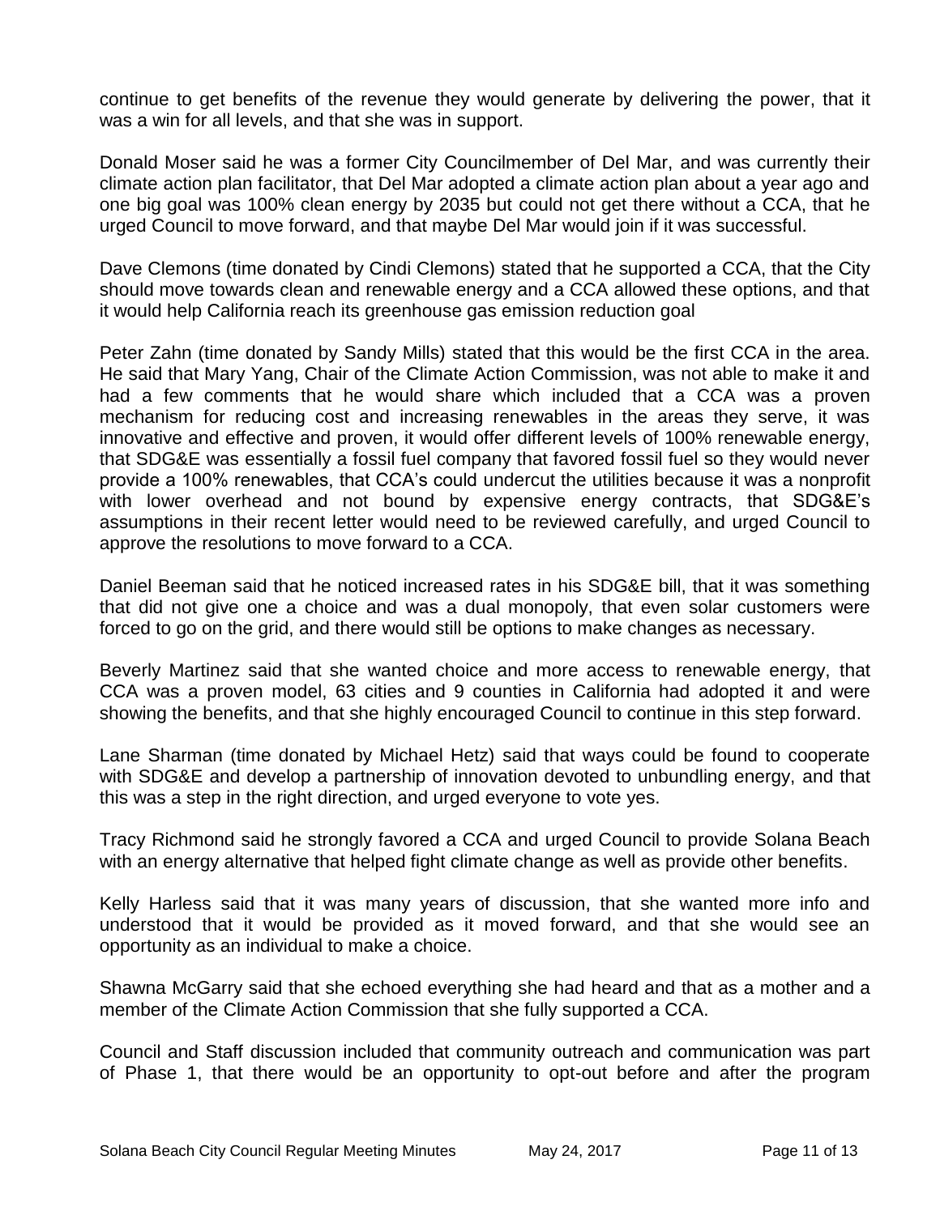continue to get benefits of the revenue they would generate by delivering the power, that it was a win for all levels, and that she was in support.

Donald Moser said he was a former City Councilmember of Del Mar, and was currently their climate action plan facilitator, that Del Mar adopted a climate action plan about a year ago and one big goal was 100% clean energy by 2035 but could not get there without a CCA, that he urged Council to move forward, and that maybe Del Mar would join if it was successful.

Dave Clemons (time donated by Cindi Clemons) stated that he supported a CCA, that the City should move towards clean and renewable energy and a CCA allowed these options, and that it would help California reach its greenhouse gas emission reduction goal

Peter Zahn (time donated by Sandy Mills) stated that this would be the first CCA in the area. He said that Mary Yang, Chair of the Climate Action Commission, was not able to make it and had a few comments that he would share which included that a CCA was a proven mechanism for reducing cost and increasing renewables in the areas they serve, it was innovative and effective and proven, it would offer different levels of 100% renewable energy, that SDG&E was essentially a fossil fuel company that favored fossil fuel so they would never provide a 100% renewables, that CCA's could undercut the utilities because it was a nonprofit with lower overhead and not bound by expensive energy contracts, that SDG&E's assumptions in their recent letter would need to be reviewed carefully, and urged Council to approve the resolutions to move forward to a CCA.

Daniel Beeman said that he noticed increased rates in his SDG&E bill, that it was something that did not give one a choice and was a dual monopoly, that even solar customers were forced to go on the grid, and there would still be options to make changes as necessary.

Beverly Martinez said that she wanted choice and more access to renewable energy, that CCA was a proven model, 63 cities and 9 counties in California had adopted it and were showing the benefits, and that she highly encouraged Council to continue in this step forward.

Lane Sharman (time donated by Michael Hetz) said that ways could be found to cooperate with SDG&E and develop a partnership of innovation devoted to unbundling energy, and that this was a step in the right direction, and urged everyone to vote yes.

Tracy Richmond said he strongly favored a CCA and urged Council to provide Solana Beach with an energy alternative that helped fight climate change as well as provide other benefits.

Kelly Harless said that it was many years of discussion, that she wanted more info and understood that it would be provided as it moved forward, and that she would see an opportunity as an individual to make a choice.

Shawna McGarry said that she echoed everything she had heard and that as a mother and a member of the Climate Action Commission that she fully supported a CCA.

Council and Staff discussion included that community outreach and communication was part of Phase 1, that there would be an opportunity to opt-out before and after the program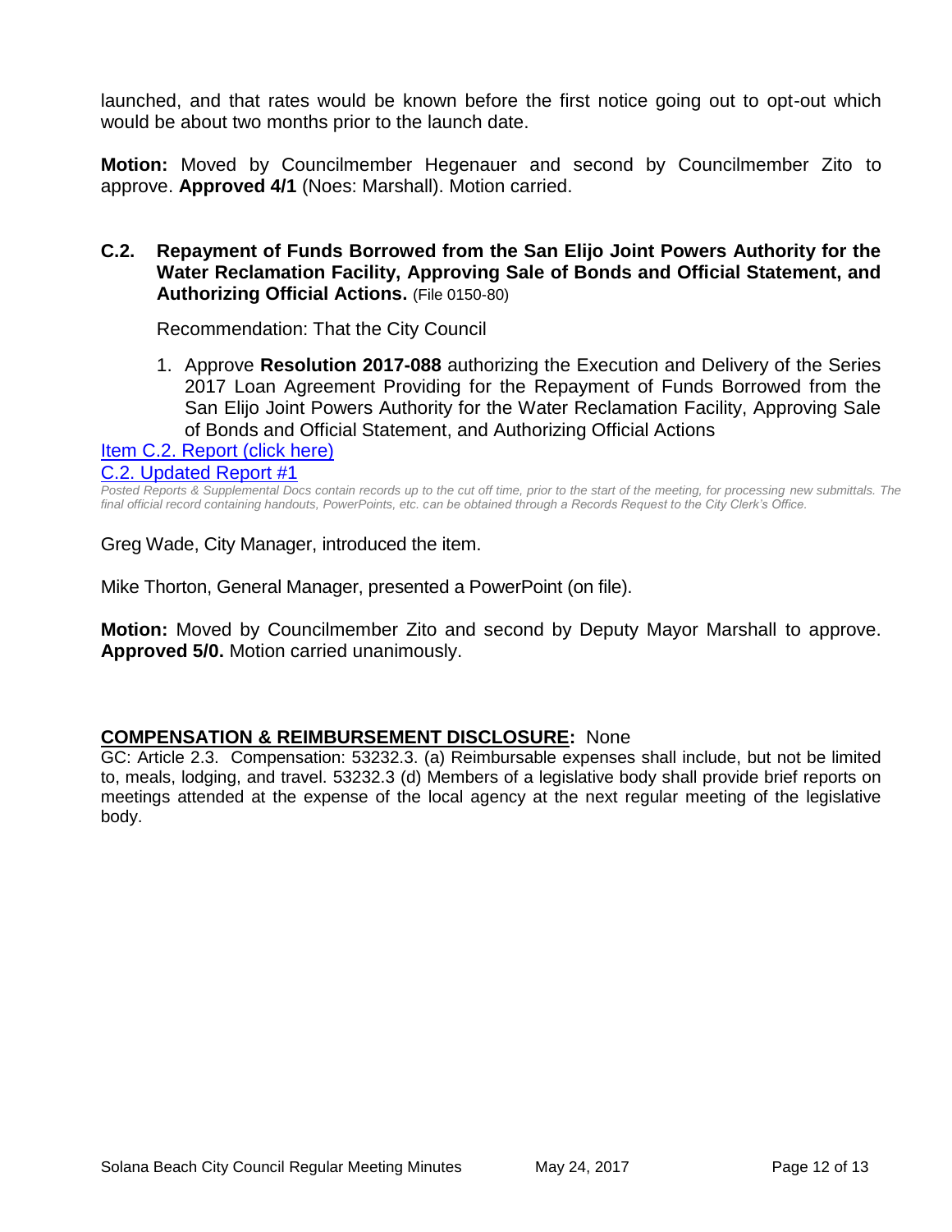launched, and that rates would be known before the first notice going out to opt-out which would be about two months prior to the launch date.

**Motion:** Moved by Councilmember Hegenauer and second by Councilmember Zito to approve. **Approved 4/1** (Noes: Marshall). Motion carried.

### C.2. Repayment of Funds Borrowed from the San Elijo Joint Powers Authority for the Water Reclamation Facility, Approving Sale of Bonds and Official Statement, and Authorizing Official Actions. (File 0150-80)

Recommendation: That the City Council

1. Approve **Resolution 2017-088** authorizing the Execution and Delivery of the Series 2017 Loan Agreement Providing for the Repayment of Funds Borrowed from the San Elijo Joint Powers Authority for the Water Reclamation Facility, Approving Sale of Bonds and Official Statement, and Authorizing Official Actions

Item C.2. Report (click here)

C.2. Updated Report #1

*Posted Reports & Supplemental Docs contain records up to the cut off time, prior to the start of the meeting, for processing new submittals. The final official record containing handouts, PowerPoints, etc. can be obtained through a Records Request to the City Clerk's Office.*

Greg Wade, City Manager, introduced the item.

Mike Thorton, General Manager, presented a PowerPoint (on file).

**Motion:** Moved by Councilmember Zito and second by Deputy Mayor Marshall to approve. **Approved 5/0.** Motion carried unanimously.

**COMPENSATION & REIMBURSEMENT DISCLOSURE:** None

GC: Article 2.3. Compensation: 53232.3. (a) Reimbursable expenses shall include, but not be limited to, meals, lodging, and travel. 53232.3 (d) Members of a legislative body shall provide brief reports on meetings attended at the expense of the local agency at the next regular meeting of the legislative body.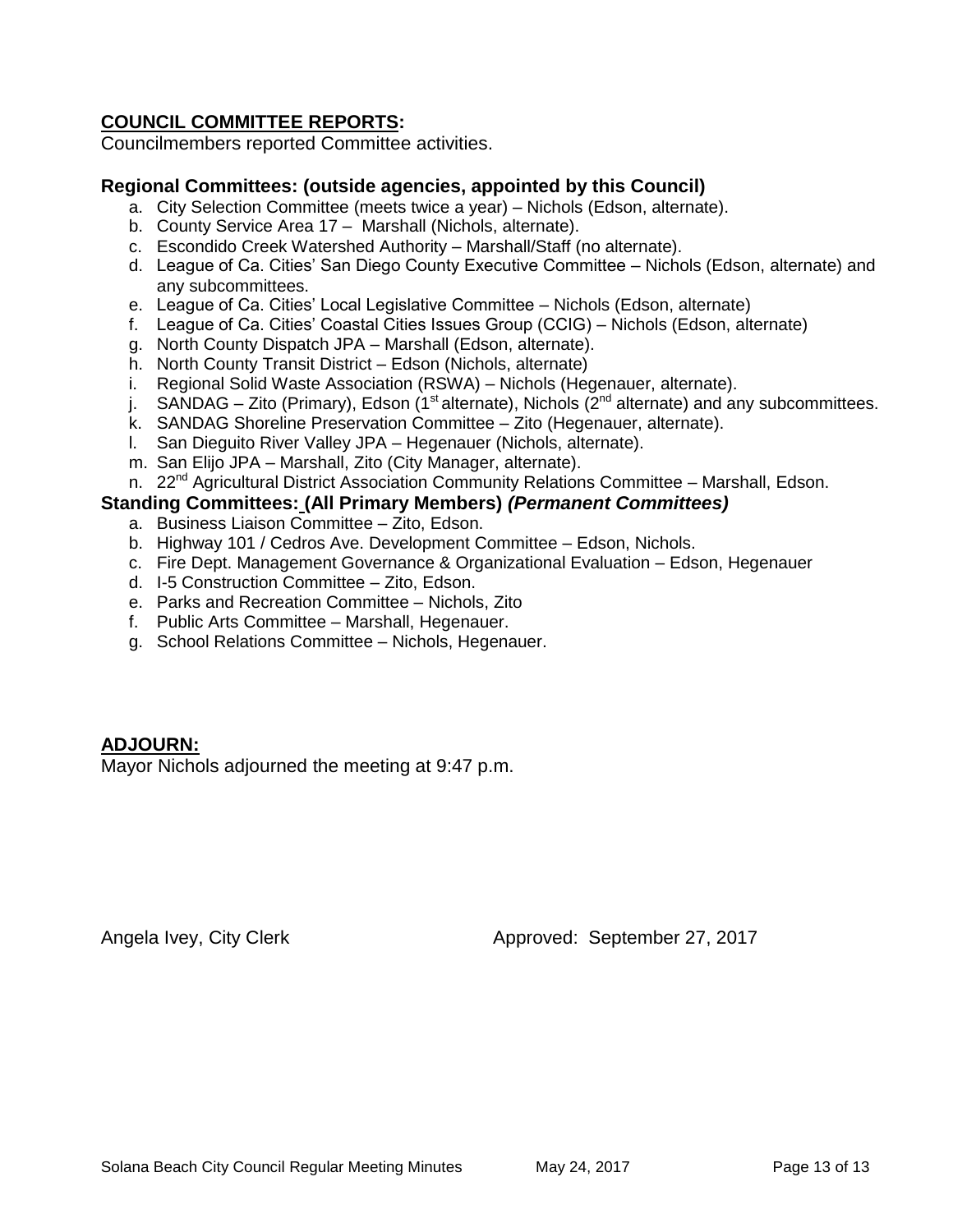## **COUNCIL COMMITTEE REPORTS:**

Councilmembers reported Committee activities.

### **Regional Committees: (outside agencies, appointed by this Council)**

a. City Selection Committee (meets twice a year) – Nichols (Edson, alternate).
b. County Service Area 17 – Marshall (Nichols, alternate).
c. Escondido Creek Watershed Authority – Marshall/Staff (no alternate).
d. League of Ca. Cities' San Diego County Executive Committee – Nichols (Edson, alternate) and any subcommittees.
e. League of Ca. Cities' Local Legislative Committee – Nichols (Edson, alternate)
f. League of Ca. Cities' Coastal Cities Issues Group (CCIG) – Nichols (Edson, alternate)
g. North County Dispatch JPA – Marshall (Edson, alternate).
h. North County Transit District – Edson (Nichols, alternate)
i. Regional Solid Waste Association (RSWA) – Nichols (Hegenauer, alternate).
j. SANDAG – Zito (Primary), Edson (1st alternate), Nichols (2nd alternate) and any subcommittees.
k. SANDAG Shoreline Preservation Committee – Zito (Hegenauer, alternate).
l. San Dieguito River Valley JPA – Hegenauer (Nichols, alternate).
m. San Elijo JPA – Marshall, Zito (City Manager, alternate).
n. 22nd Agricultural District Association Community Relations Committee – Marshall, Edson.

### **Standing Committees: (All Primary Members)** ***(Permanent Committees)***

a. Business Liaison Committee – Zito, Edson.
b. Highway 101 / Cedros Ave. Development Committee – Edson, Nichols.
c. Fire Dept. Management Governance & Organizational Evaluation – Edson, Hegenauer
d. I-5 Construction Committee – Zito, Edson.
e. Parks and Recreation Committee – Nichols, Zito
f. Public Arts Committee – Marshall, Hegenauer.
g. School Relations Committee – Nichols, Hegenauer.

## **ADJOURN:**

Mayor Nichols adjourned the meeting at 9:47 p.m.

Angela Ivey, City Clerk

Approved: September 27, 2017